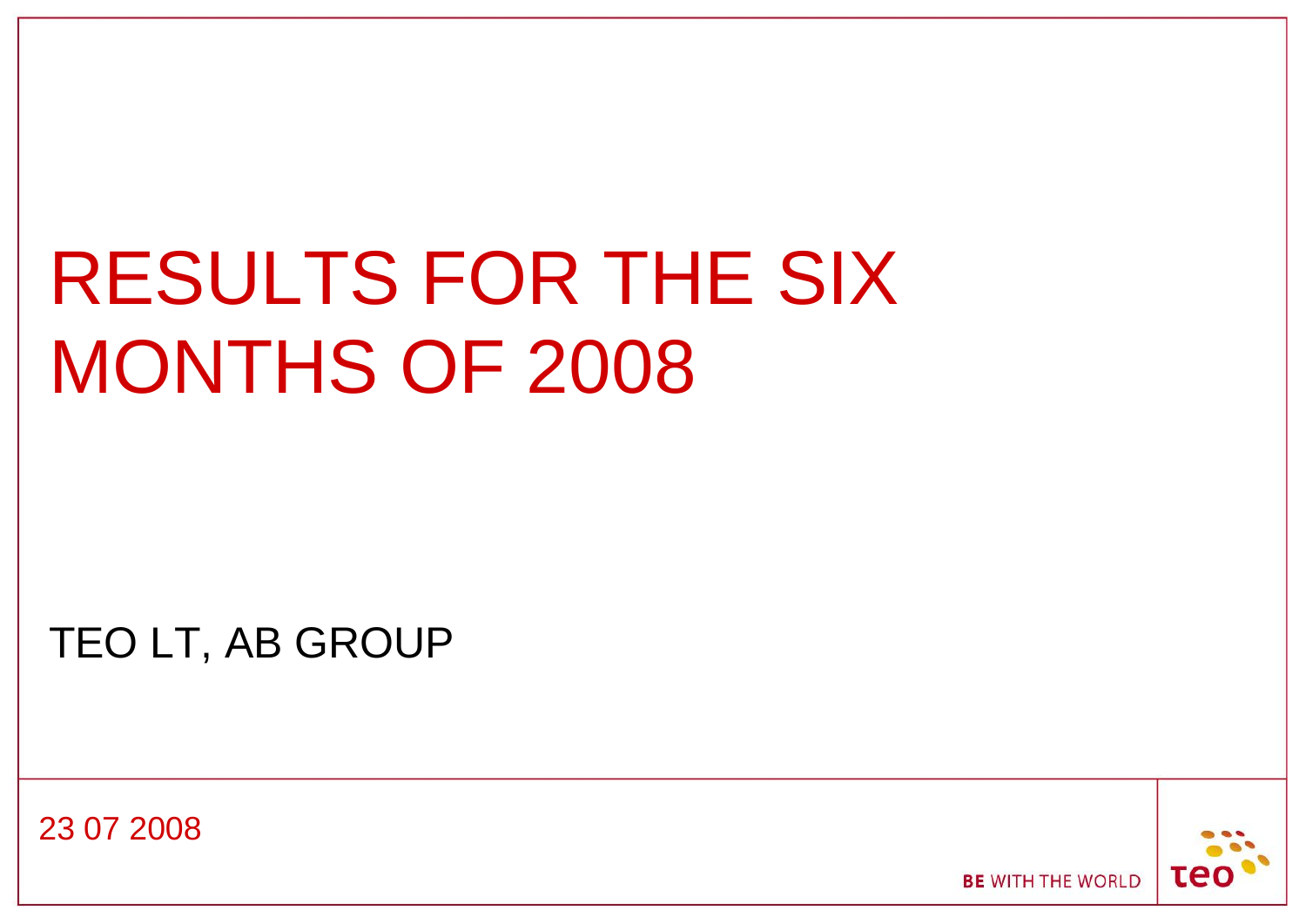# RESULTS FOR THE SIX MONTHS OF 2008

TEO LT, AB GROUP

23 07 2008

BE WITH THE WORLD

teo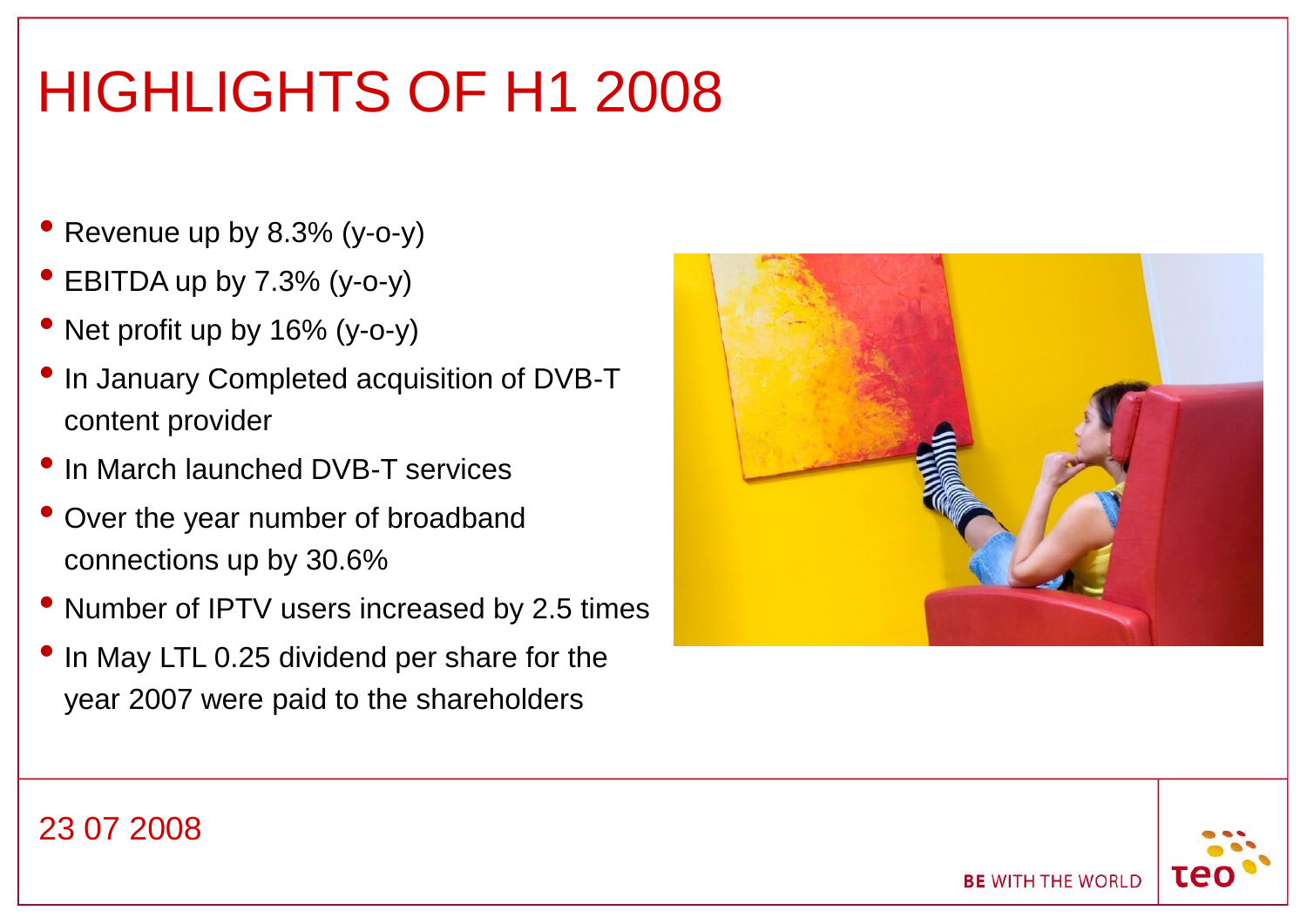# HIGHLIGHTS OF H1 2008

- Revenue up by 8.3% (y-o-y)
- EBITDA up by 7.3% (y-o-y)
- Net profit up by 16% (y-o-y)
- In January Completed acquisition of DVB-T content provider
- In March launched DVB-T services
- Over the year number of broadband connections up by 30.6%
- Number of IPTV users increased by 2.5 times
- In May LTL 0.25 dividend per share for the year 2007 were paid to the shareholders

23 07 2008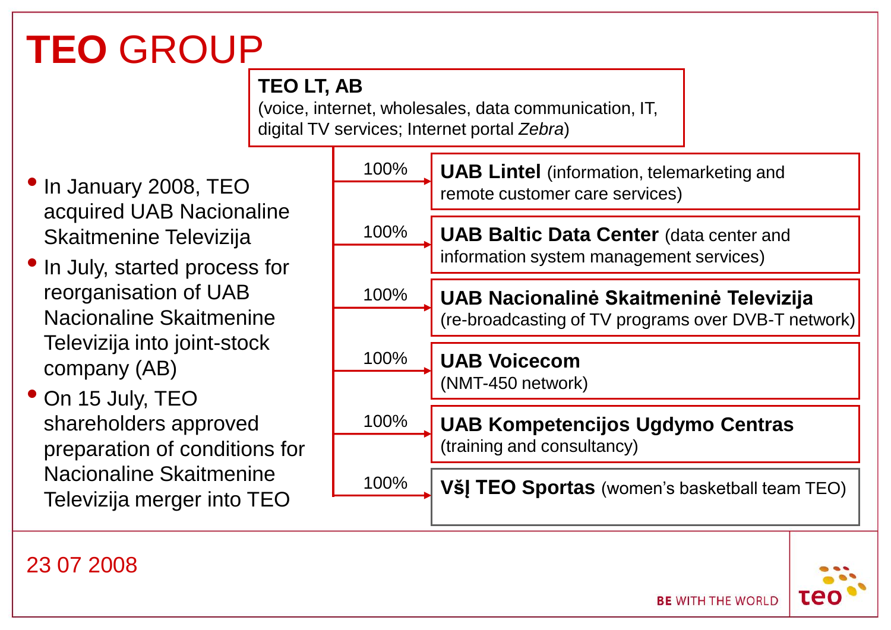# TEO GROUP

**TEO LT, AB**
(voice, internet, wholesales, data communication, IT, digital TV services; Internet portal *Zebra*)

- 100% → **UAB Lintel** (information, telemarketing and remote customer care services)
- 100% → **UAB Baltic Data Center** (data center and information system management services)
- 100% → **UAB Nacionalinė Skaitmeninė Televizija** (re-broadcasting of TV programs over DVB-T network)
- 100% → **UAB Voicecom** (NMT-450 network)
- 100% → **UAB Kompetencijos Ugdymo Centras** (training and consultancy)
- 100% → **VšĮ TEO Sportas** (women's basketball team TEO)

- In January 2008, TEO acquired UAB Nacionaline Skaitmenine Televizija
- In July, started process for reorganisation of UAB Nacionaline Skaitmenine Televizija into joint-stock company (AB)
- On 15 July, TEO shareholders approved preparation of conditions for Nacionaline Skaitmenine Televizija merger into TEO

23 07 2008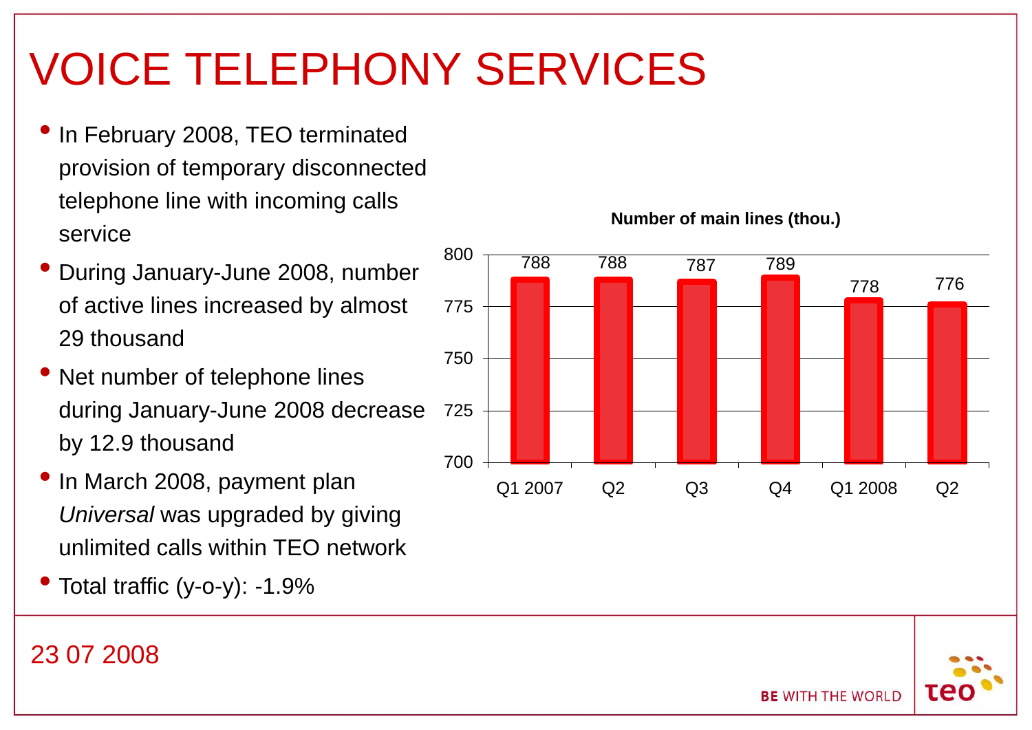# VOICE TELEPHONY SERVICES

- In February 2008, TEO terminated provision of temporary disconnected telephone line with incoming calls service
- During January-June 2008, number of active lines increased by almost 29 thousand
- Net number of telephone lines during January-June 2008 decrease by 12.9 thousand
- In March 2008, payment plan *Universal* was upgraded by giving unlimited calls within TEO network
- Total traffic (y-o-y): -1.9%

**Number of main lines (thou.)**

| Q1 2007 | Q2 | Q3 | Q4 | Q1 2008 | Q2 |
|---|---|---|---|---|---|
| 788 | 788 | 787 | 789 | 778 | 776 |

23 07 2008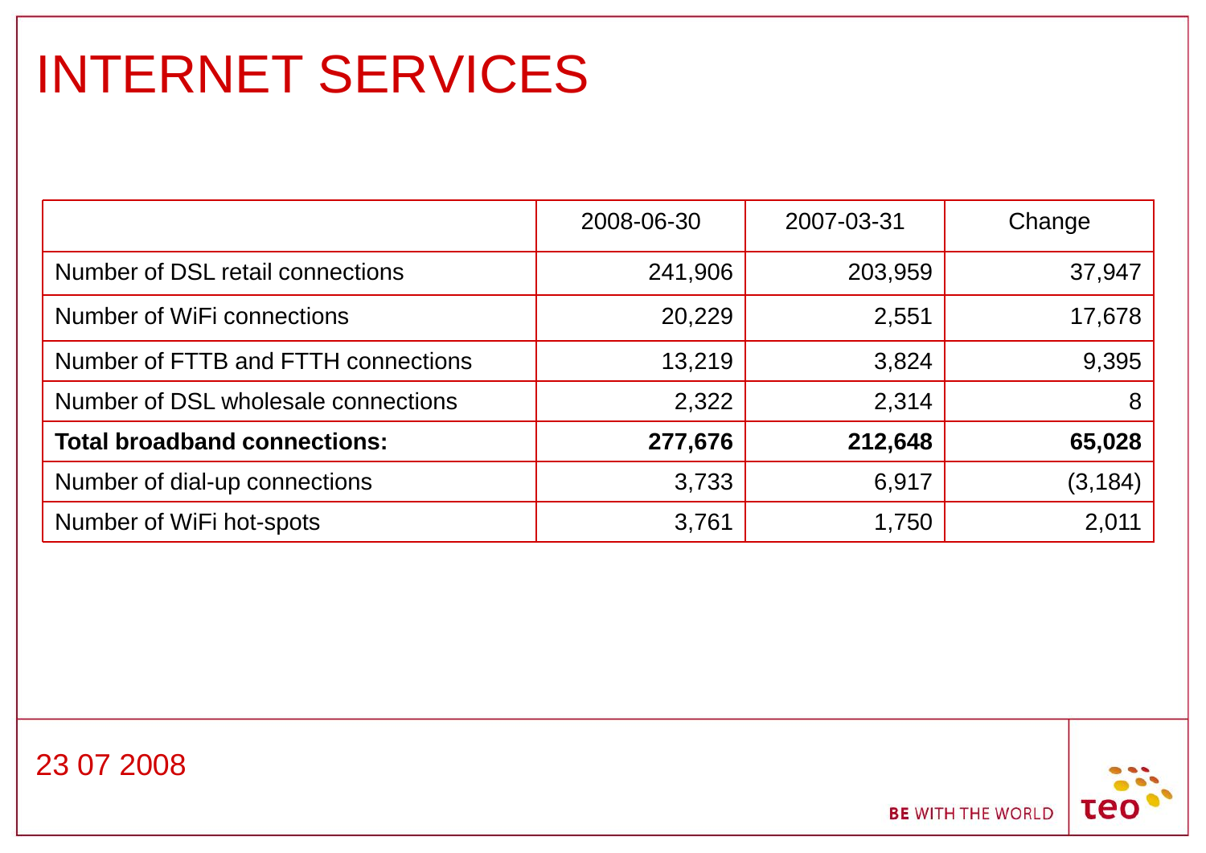# INTERNET SERVICES

| | 2008-06-30 | 2007-03-31 | Change |
|---|---|---|---|
| Number of DSL retail connections | 241,906 | 203,959 | 37,947 |
| Number of WiFi connections | 20,229 | 2,551 | 17,678 |
| Number of FTTB and FTTH connections | 13,219 | 3,824 | 9,395 |
| Number of DSL wholesale connections | 2,322 | 2,314 | 8 |
| **Total broadband connections:** | **277,676** | **212,648** | **65,028** |
| Number of dial-up connections | 3,733 | 6,917 | (3,184) |
| Number of WiFi hot-spots | 3,761 | 1,750 | 2,011 |

23 07 2008

BE WITH THE WORLD

teo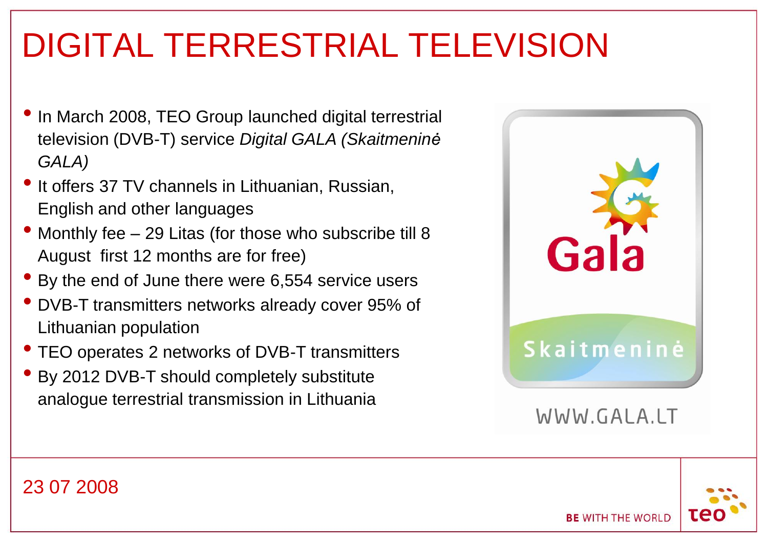# DIGITAL TERRESTRIAL TELEVISION

- In March 2008, TEO Group launched digital terrestrial television (DVB-T) service *Digital GALA (Skaitmeninė GALA)*
- It offers 37 TV channels in Lithuanian, Russian, English and other languages
- Monthly fee – 29 Litas (for those who subscribe till 8 August first 12 months are for free)
- By the end of June there were 6,554 service users
- DVB-T transmitters networks already cover 95% of Lithuanian population
- TEO operates 2 networks of DVB-T transmitters
- By 2012 DVB-T should completely substitute analogue terrestrial transmission in Lithuania

Gala

Skaitmeninė

WWW.GALA.LT

23 07 2008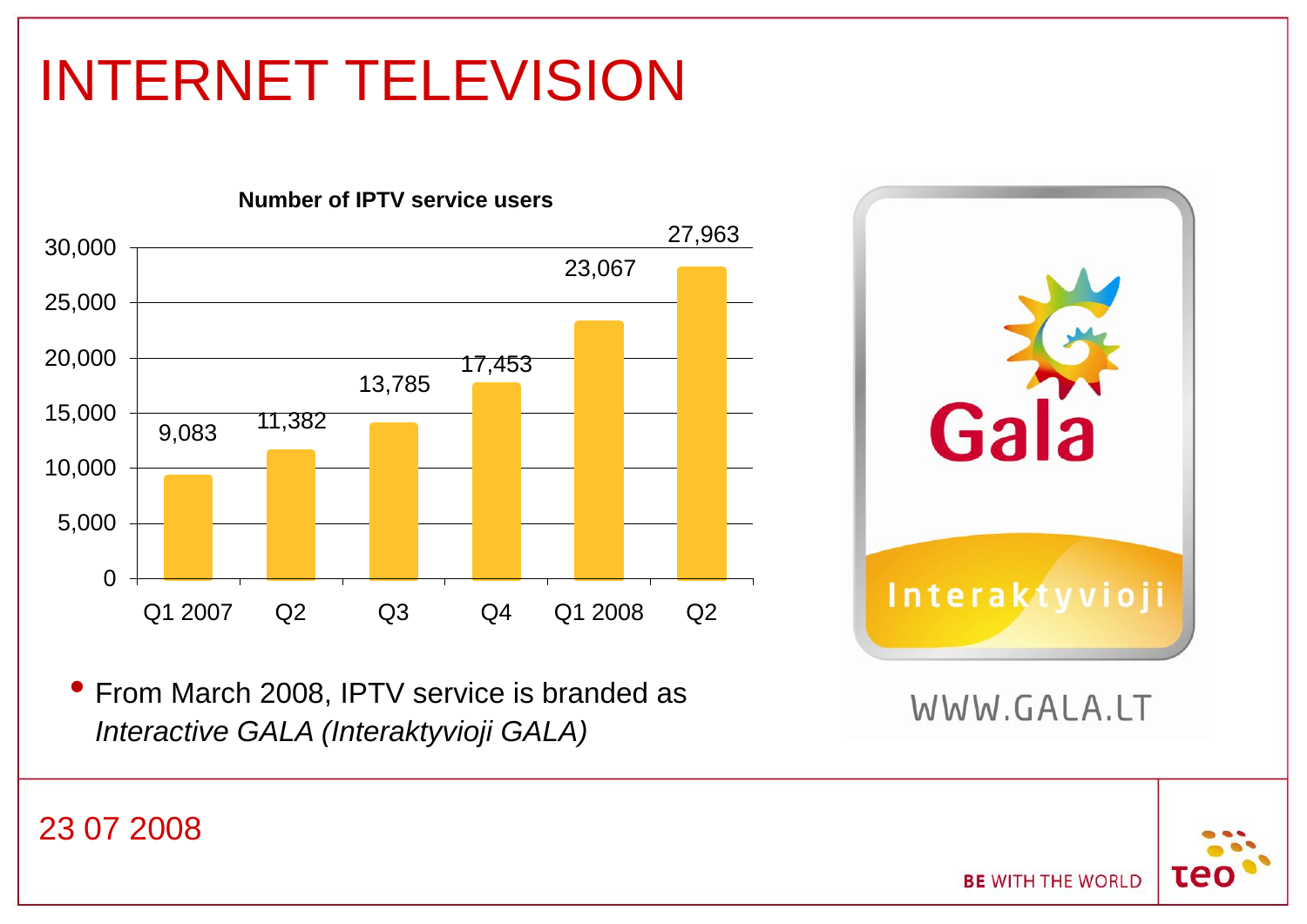# INTERNET TELEVISION

**Number of IPTV service users**

| Quarter | Users |
|---|---|
| Q1 2007 | 9,083 |
| Q2 | 11,382 |
| Q3 | 13,785 |
| Q4 | 17,453 |
| Q1 2008 | 23,067 |
| Q2 | 27,963 |

- From March 2008, IPTV service is branded as *Interactive GALA (Interaktyvioji GALA)*

Gala

Interaktyvioji

WWW.GALA.LT

23 07 2008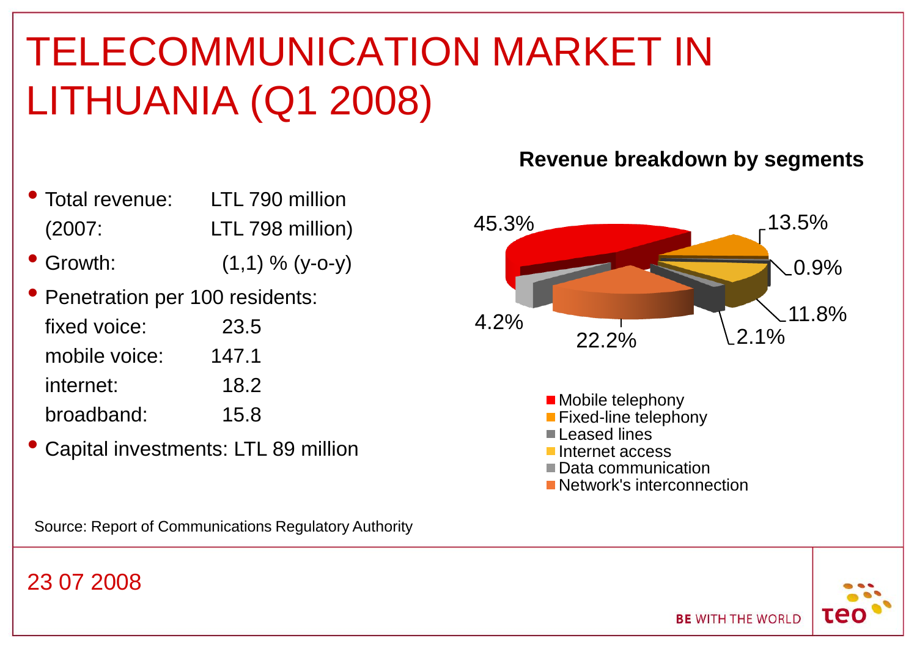# TELECOMMUNICATION MARKET IN LITHUANIA (Q1 2008)

- Total revenue: LTL 790 million
  (2007: LTL 798 million)
- Growth: (1,1) % (y-o-y)
- Penetration per 100 residents:
  - fixed voice: 23.5
  - mobile voice: 147.1
  - internet: 18.2
  - broadband: 15.8
- Capital investments: LTL 89 million

**Revenue breakdown by segments**

| Segment | Share |
|---|---|
| Mobile telephony | 45.3% |
| Fixed-line telephony | 13.5% |
| Leased lines | 0.9% |
| Internet access | 11.8% |
| Data communication | 2.1% |
| Network's interconnection | 22.2% |
| (unlabelled) | 4.2% |

Source: Report of Communications Regulatory Authority

23 07 2008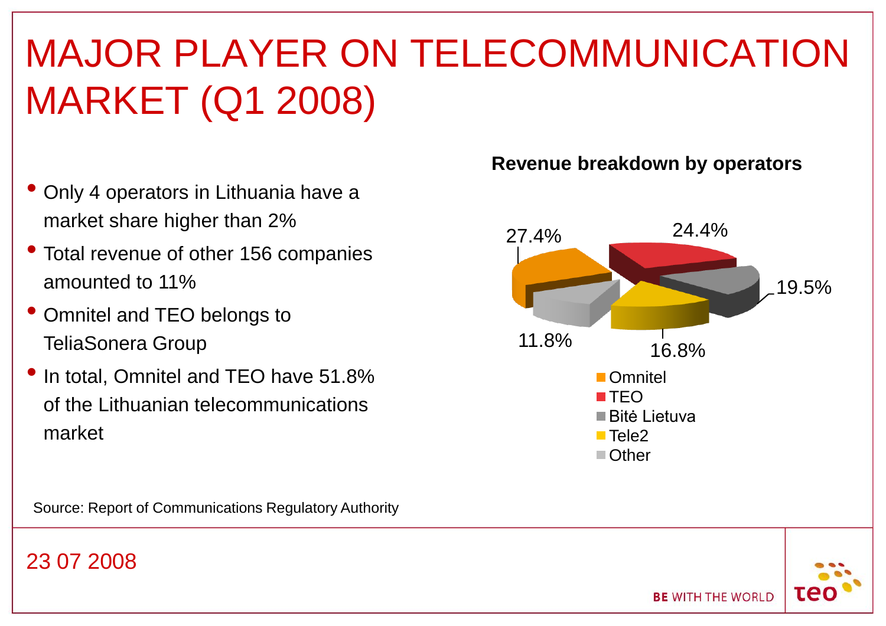# MAJOR PLAYER ON TELECOMMUNICATION MARKET (Q1 2008)

- Only 4 operators in Lithuania have a market share higher than 2%
- Total revenue of other 156 companies amounted to 11%
- Omnitel and TEO belongs to TeliaSonera Group
- In total, Omnitel and TEO have 51.8% of the Lithuanian telecommunications market

**Revenue breakdown by operators**

| Operator | Share |
| --- | --- |
| Omnitel | 27.4% |
| TEO | 24.4% |
| Bitė Lietuva | 19.5% |
| Tele2 | 16.8% |
| Other | 11.8% |

Source: Report of Communications Regulatory Authority

23 07 2008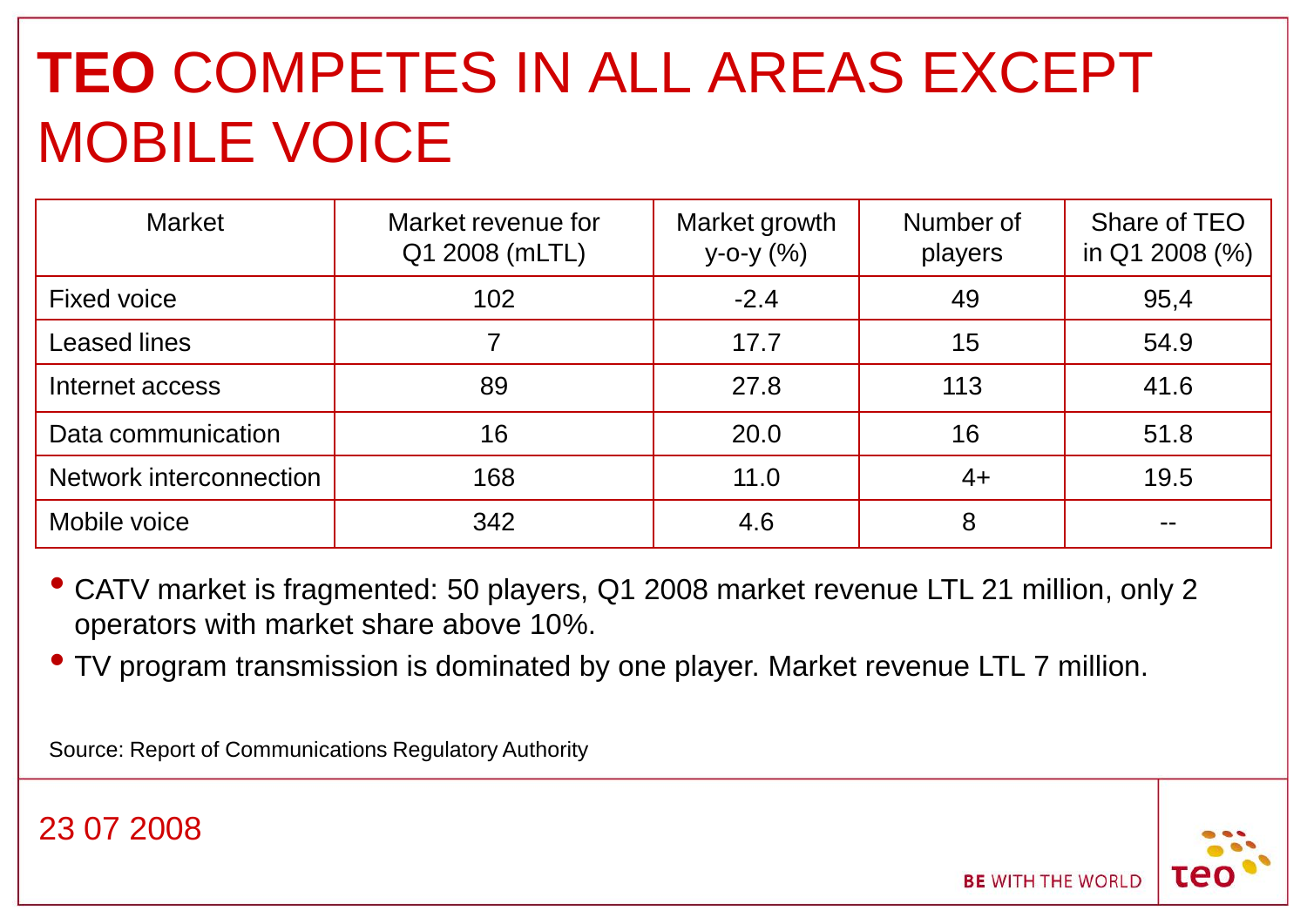# TEO COMPETES IN ALL AREAS EXCEPT MOBILE VOICE

| Market | Market revenue for Q1 2008 (mLTL) | Market growth y-o-y (%) | Number of players | Share of TEO in Q1 2008 (%) |
|---|---|---|---|---|
| Fixed voice | 102 | -2.4 | 49 | 95,4 |
| Leased lines | 7 | 17.7 | 15 | 54.9 |
| Internet access | 89 | 27.8 | 113 | 41.6 |
| Data communication | 16 | 20.0 | 16 | 51.8 |
| Network interconnection | 168 | 11.0 | 4+ | 19.5 |
| Mobile voice | 342 | 4.6 | 8 | -- |

- CATV market is fragmented: 50 players, Q1 2008 market revenue LTL 21 million, only 2 operators with market share above 10%.
- TV program transmission is dominated by one player. Market revenue LTL 7 million.

Source: Report of Communications Regulatory Authority

23 07 2008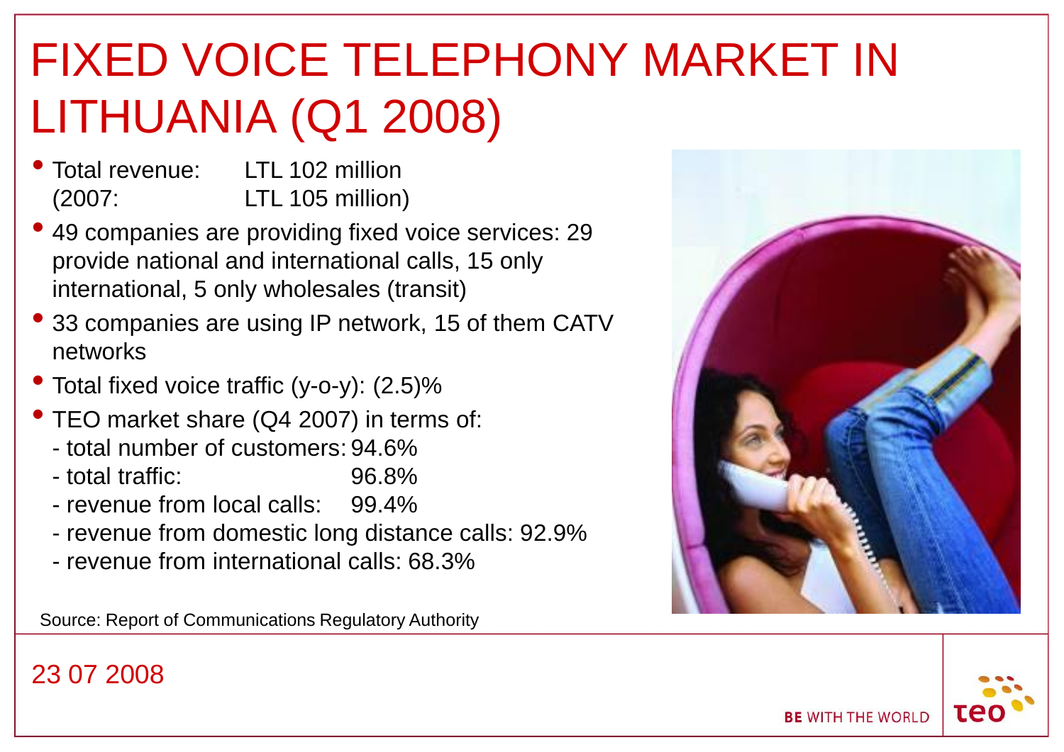# FIXED VOICE TELEPHONY MARKET IN LITHUANIA (Q1 2008)

- Total revenue: LTL 102 million
  (2007: LTL 105 million)
- 49 companies are providing fixed voice services: 29 provide national and international calls, 15 only international, 5 only wholesales (transit)
- 33 companies are using IP network, 15 of them CATV networks
- Total fixed voice traffic (y-o-y): (2.5)%
- TEO market share (Q4 2007) in terms of:
  - total number of customers: 94.6%
  - total traffic: 96.8%
  - revenue from local calls: 99.4%
  - revenue from domestic long distance calls: 92.9%
  - revenue from international calls: 68.3%

Source: Report of Communications Regulatory Authority

23 07 2008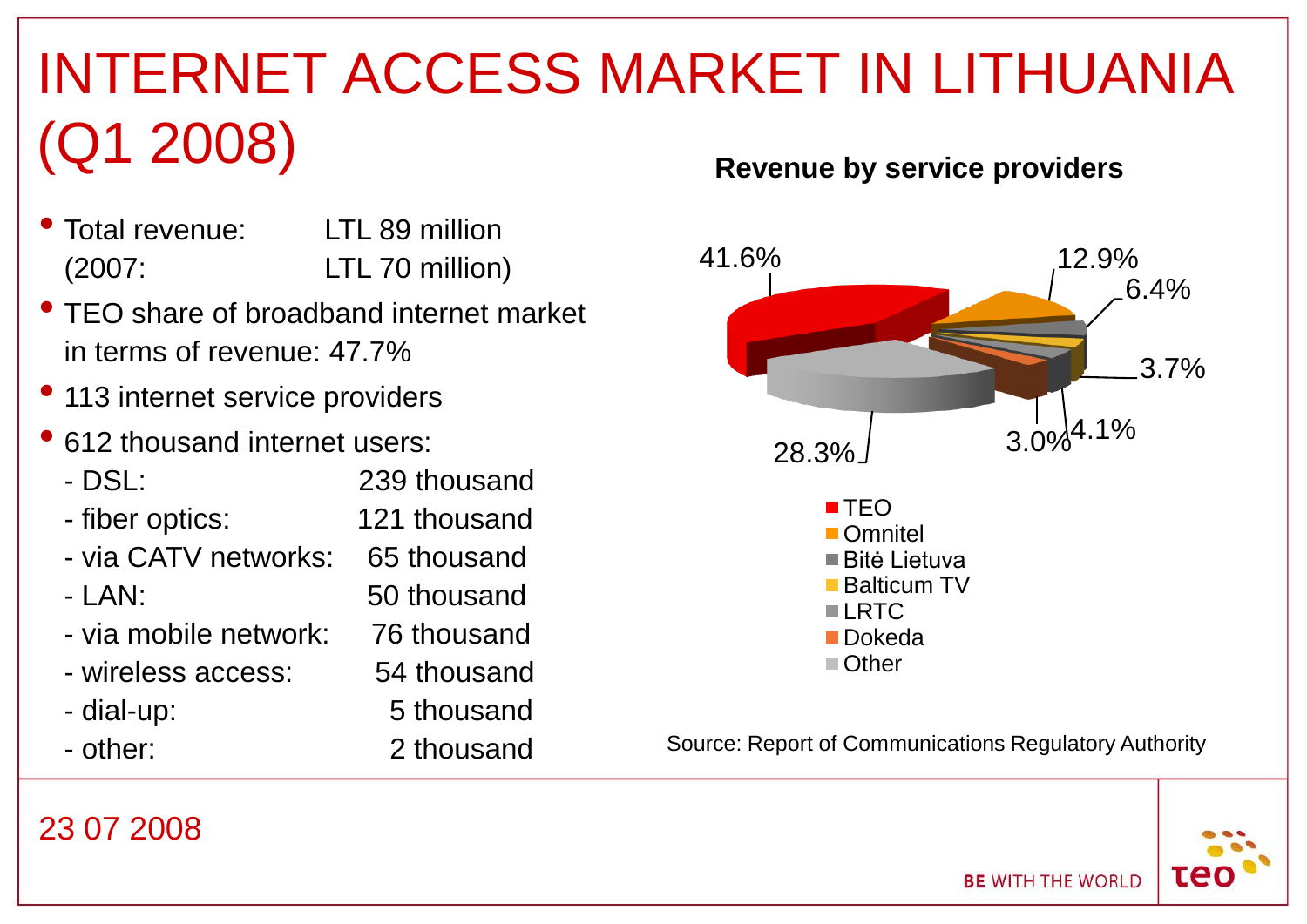# INTERNET ACCESS MARKET IN LITHUANIA (Q1 2008)

- Total revenue: LTL 89 million
  (2007: LTL 70 million)
- TEO share of broadband internet market in terms of revenue: 47.7%
- 113 internet service providers
- 612 thousand internet users:
  - DSL: 239 thousand
  - fiber optics: 121 thousand
  - via CATV networks: 65 thousand
  - LAN: 50 thousand
  - via mobile network: 76 thousand
  - wireless access: 54 thousand
  - dial-up: 5 thousand
  - other: 2 thousand

**Revenue by service providers**

| Provider | Share |
| --- | --- |
| TEO | 41.6% |
| Omnitel | 12.9% |
| Bitė Lietuva | 6.4% |
| Balticum TV | 3.7% |
| LRTC | 4.1% |
| Dokeda | 3.0% |
| Other | 28.3% |

Source: Report of Communications Regulatory Authority

23 07 2008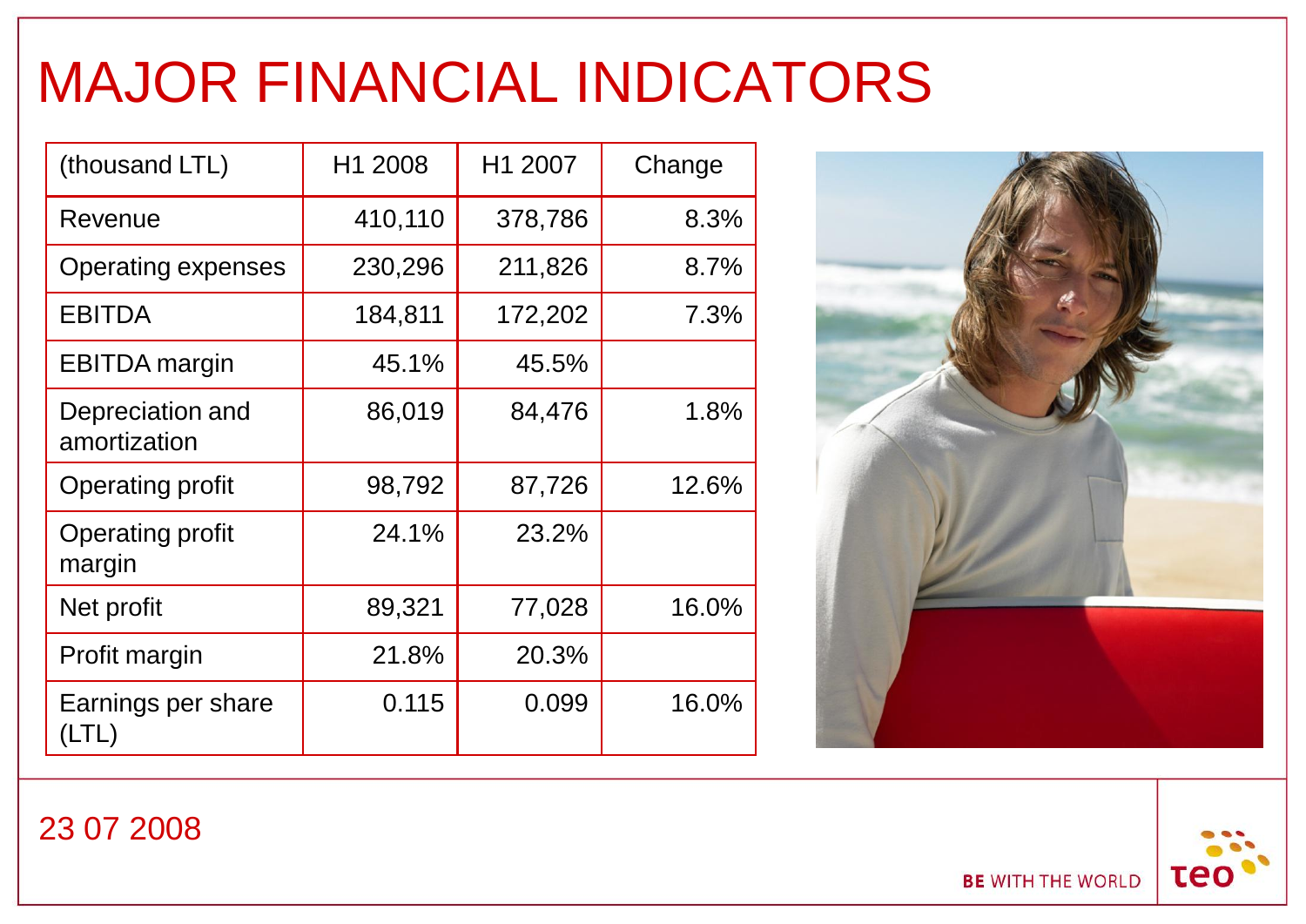# MAJOR FINANCIAL INDICATORS

| (thousand LTL) | H1 2008 | H1 2007 | Change |
|---|---|---|---|
| Revenue | 410,110 | 378,786 | 8.3% |
| Operating expenses | 230,296 | 211,826 | 8.7% |
| EBITDA | 184,811 | 172,202 | 7.3% |
| EBITDA margin | 45.1% | 45.5% | |
| Depreciation and amortization | 86,019 | 84,476 | 1.8% |
| Operating profit | 98,792 | 87,726 | 12.6% |
| Operating profit margin | 24.1% | 23.2% | |
| Net profit | 89,321 | 77,028 | 16.0% |
| Profit margin | 21.8% | 20.3% | |
| Earnings per share (LTL) | 0.115 | 0.099 | 16.0% |

23 07 2008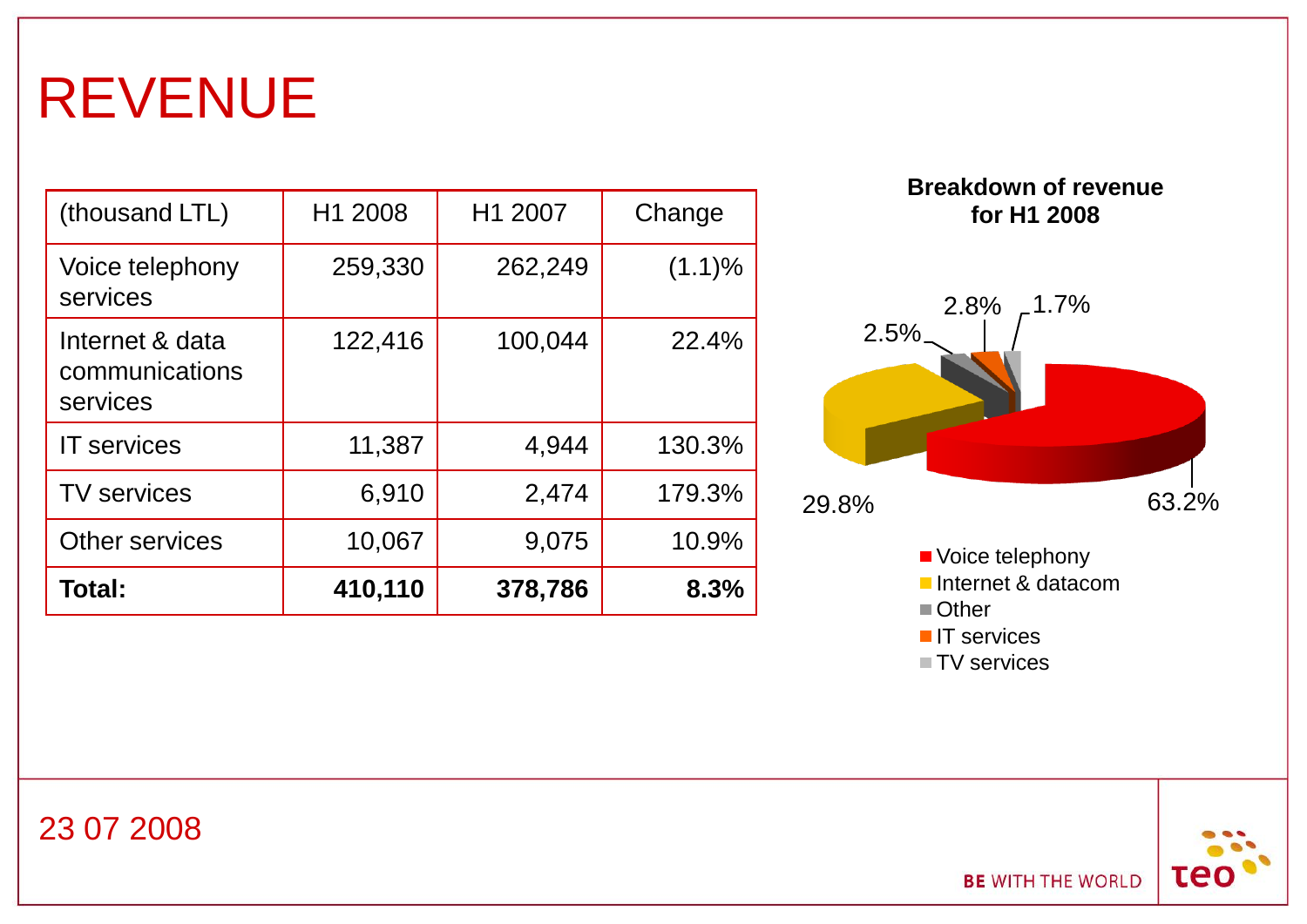# REVENUE

| (thousand LTL) | H1 2008 | H1 2007 | Change |
|---|---|---|---|
| Voice telephony services | 259,330 | 262,249 | (1.1)% |
| Internet & data communications services | 122,416 | 100,044 | 22.4% |
| IT services | 11,387 | 4,944 | 130.3% |
| TV services | 6,910 | 2,474 | 179.3% |
| Other services | 10,067 | 9,075 | 10.9% |
| **Total:** | **410,110** | **378,786** | **8.3%** |

**Breakdown of revenue for H1 2008**

- Voice telephony: 63.2%
- Internet & datacom: 29.8%
- Other: 2.5%
- IT services: 2.8%
- TV services: 1.7%

23 07 2008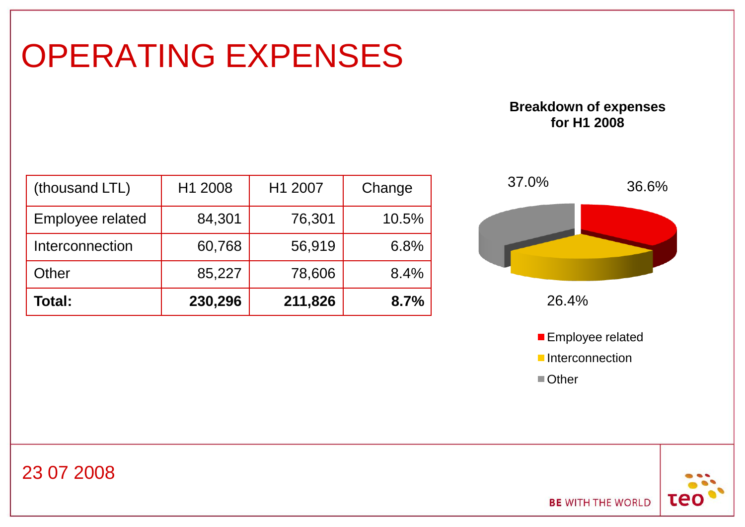# OPERATING EXPENSES

| (thousand LTL) | H1 2008 | H1 2007 | Change |
|---|---|---|---|
| Employee related | 84,301 | 76,301 | 10.5% |
| Interconnection | 60,768 | 56,919 | 6.8% |
| Other | 85,227 | 78,606 | 8.4% |
| **Total:** | **230,296** | **211,826** | **8.7%** |

**Breakdown of expenses for H1 2008**

37.0%

36.6%

26.4%

- Employee related
- Interconnection
- Other

23 07 2008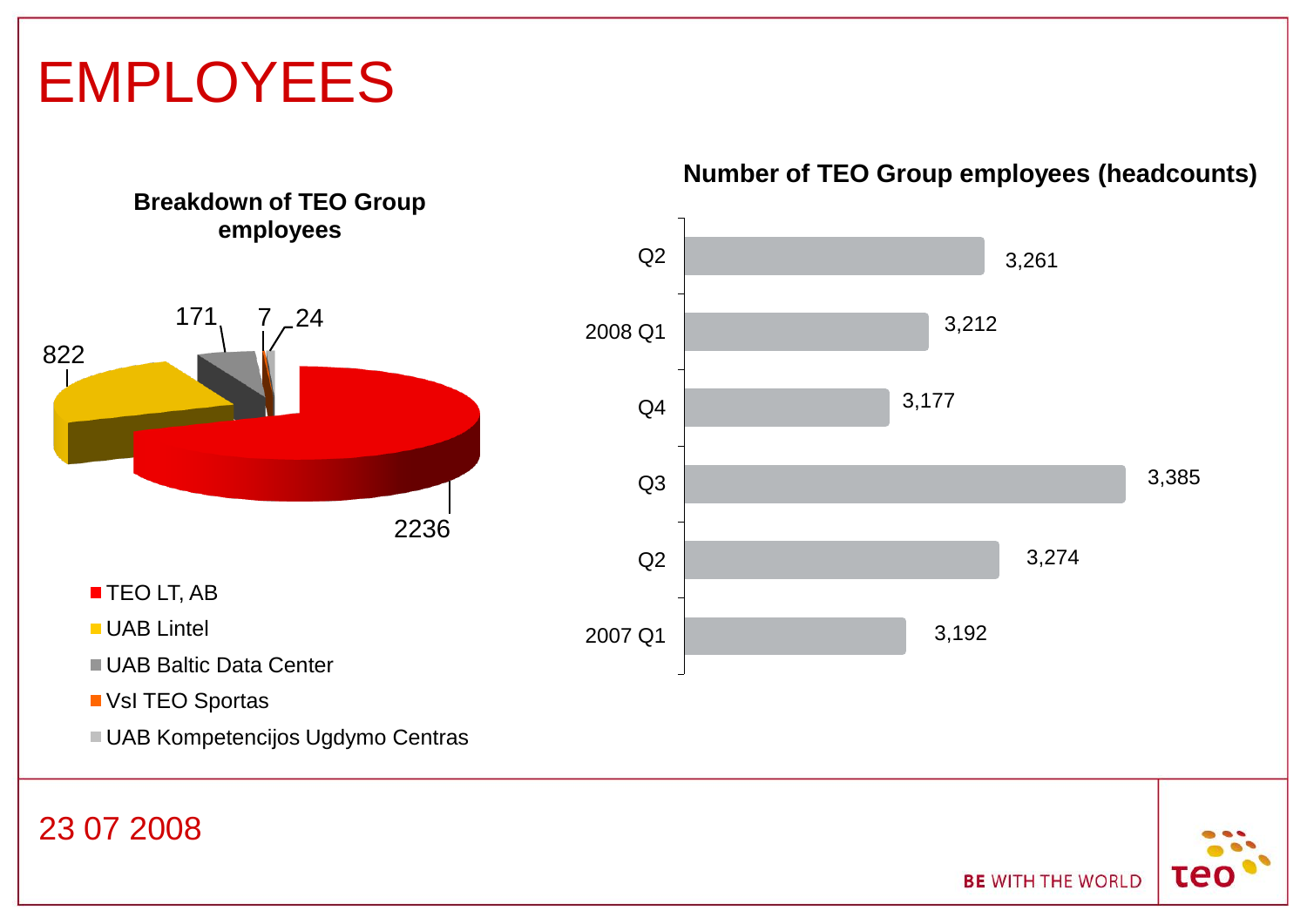# EMPLOYEES

**Breakdown of TEO Group employees**

| Company | Employees |
|---|---|
| TEO LT, AB | 2236 |
| UAB Lintel | 822 |
| UAB Baltic Data Center | 171 |
| VsI TEO Sportas | 7 |
| UAB Kompetencijos Ugdymo Centras | 24 |

**Number of TEO Group employees (headcounts)**

| Period | Headcount |
|---|---|
| 2007 Q1 | 3,192 |
| Q2 | 3,274 |
| Q3 | 3,385 |
| Q4 | 3,177 |
| 2008 Q1 | 3,212 |
| Q2 | 3,261 |

23 07 2008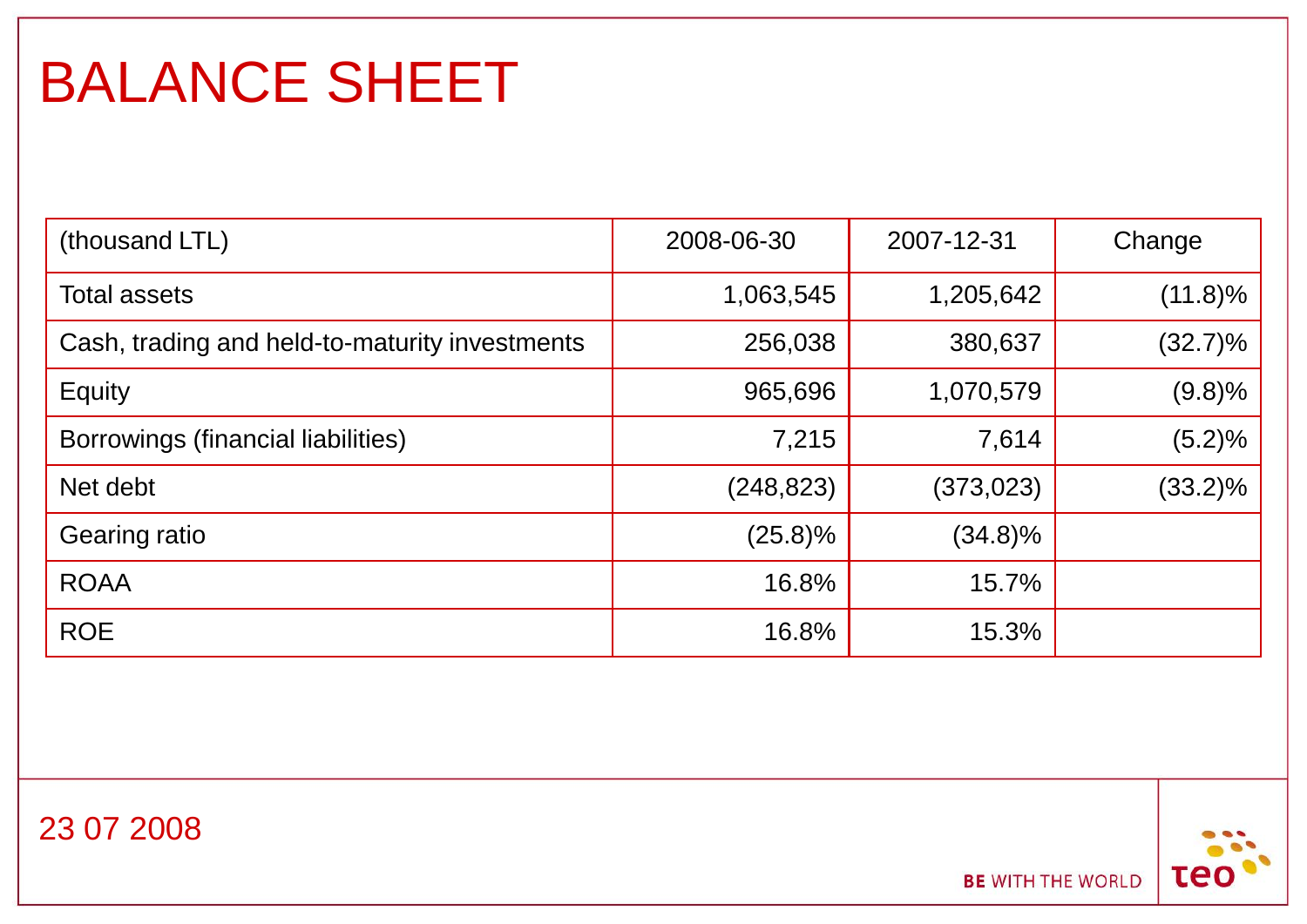# BALANCE SHEET

| (thousand LTL) | 2008-06-30 | 2007-12-31 | Change |
|---|---|---|---|
| Total assets | 1,063,545 | 1,205,642 | (11.8)% |
| Cash, trading and held-to-maturity investments | 256,038 | 380,637 | (32.7)% |
| Equity | 965,696 | 1,070,579 | (9.8)% |
| Borrowings (financial liabilities) | 7,215 | 7,614 | (5.2)% |
| Net debt | (248,823) | (373,023) | (33.2)% |
| Gearing ratio | (25.8)% | (34.8)% | |
| ROAA | 16.8% | 15.7% | |
| ROE | 16.8% | 15.3% | |

23 07 2008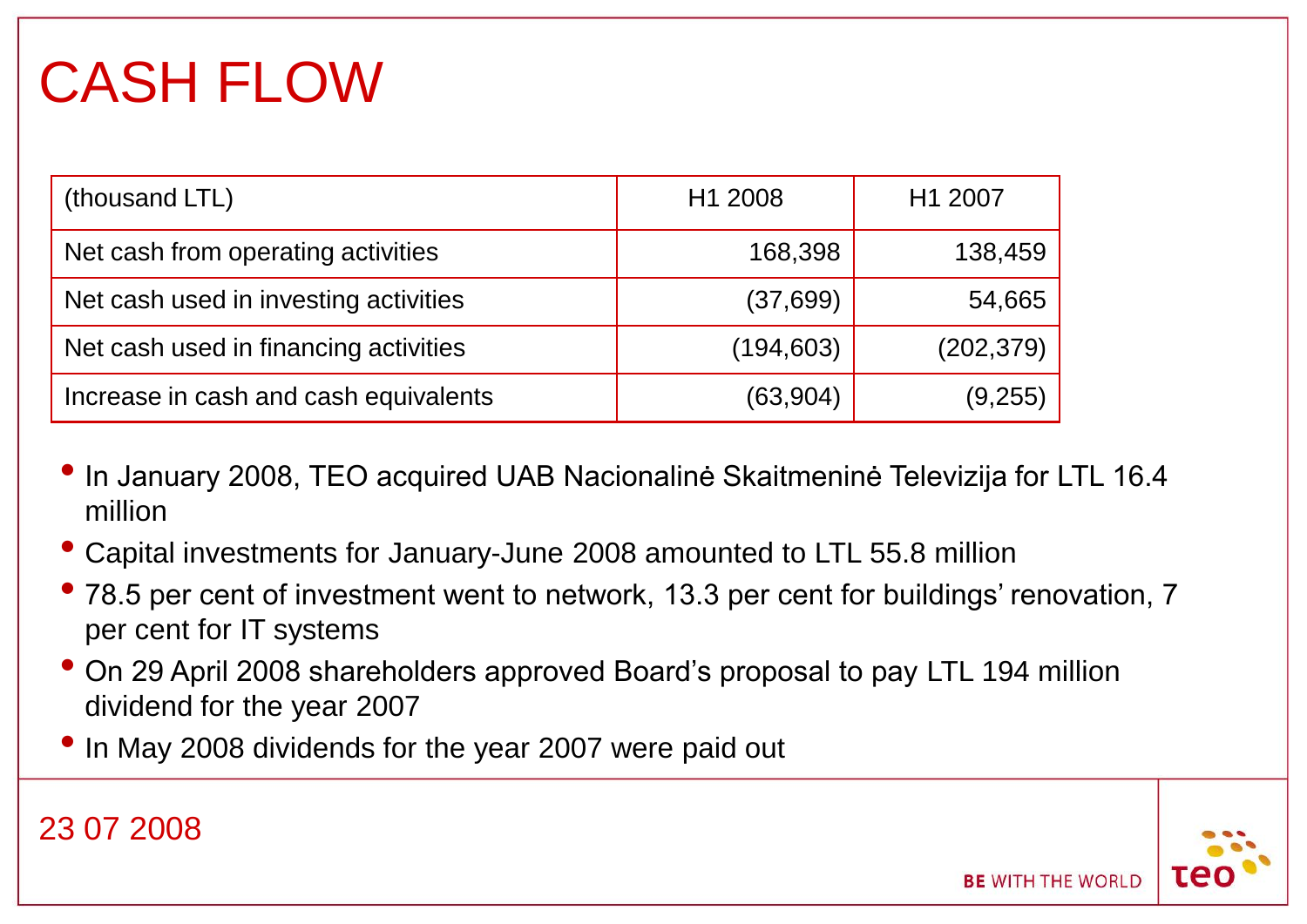# CASH FLOW

| (thousand LTL) | H1 2008 | H1 2007 |
|---|---|---|
| Net cash from operating activities | 168,398 | 138,459 |
| Net cash used in investing activities | (37,699) | 54,665 |
| Net cash used in financing activities | (194,603) | (202,379) |
| Increase in cash and cash equivalents | (63,904) | (9,255) |

- In January 2008, TEO acquired UAB Nacionalinė Skaitmeninė Televizija for LTL 16.4 million
- Capital investments for January-June 2008 amounted to LTL 55.8 million
- 78.5 per cent of investment went to network, 13.3 per cent for buildings' renovation, 7 per cent for IT systems
- On 29 April 2008 shareholders approved Board's proposal to pay LTL 194 million dividend for the year 2007
- In May 2008 dividends for the year 2007 were paid out

23 07 2008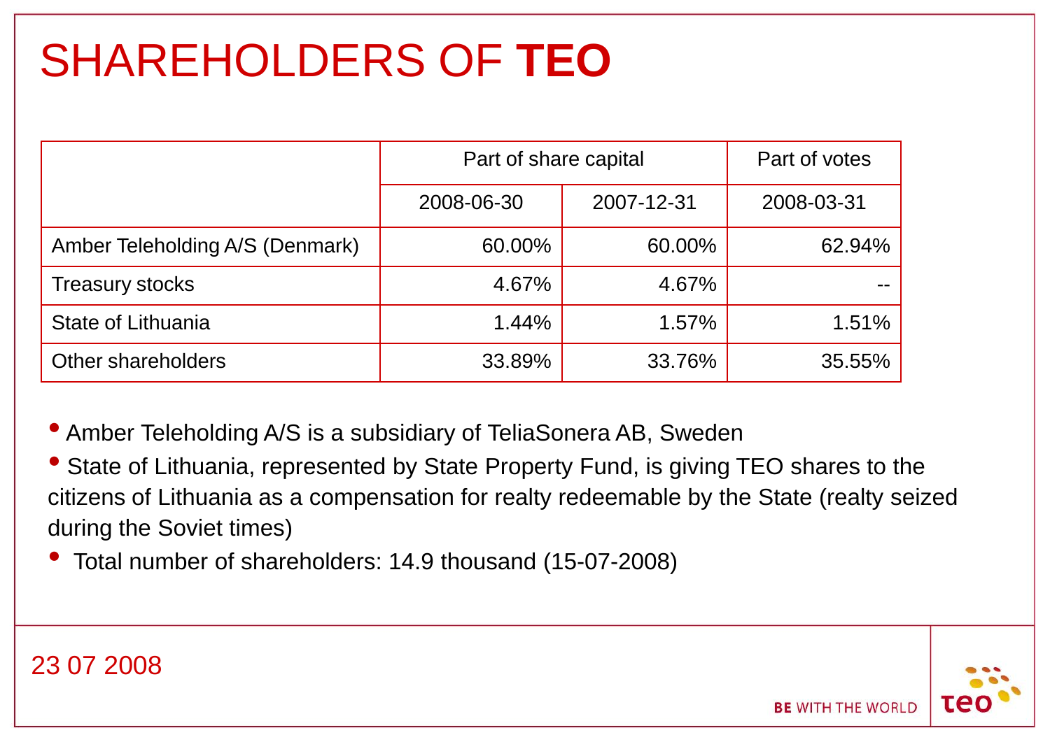# SHAREHOLDERS OF **TEO**

| | Part of share capital | | Part of votes |
|---|---|---|---|
| | 2008-06-30 | 2007-12-31 | 2008-03-31 |
| Amber Teleholding A/S (Denmark) | 60.00% | 60.00% | 62.94% |
| Treasury stocks | 4.67% | 4.67% | -- |
| State of Lithuania | 1.44% | 1.57% | 1.51% |
| Other shareholders | 33.89% | 33.76% | 35.55% |

- Amber Teleholding A/S is a subsidiary of TeliaSonera AB, Sweden
- State of Lithuania, represented by State Property Fund, is giving TEO shares to the citizens of Lithuania as a compensation for realty redeemable by the State (realty seized during the Soviet times)
- Total number of shareholders: 14.9 thousand (15-07-2008)

23 07 2008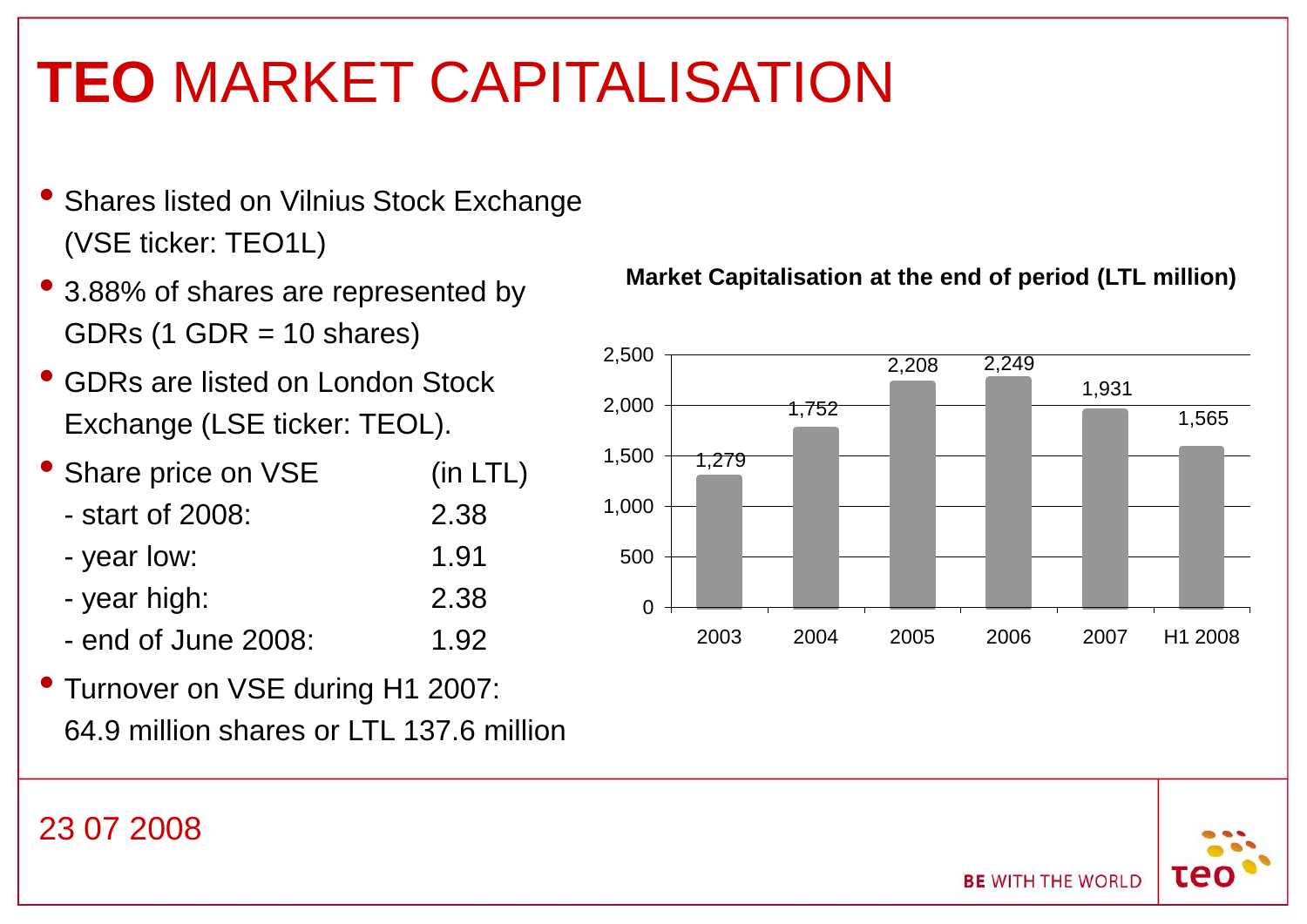# **TEO** MARKET CAPITALISATION

- Shares listed on Vilnius Stock Exchange (VSE ticker: TEO1L)
- 3.88% of shares are represented by GDRs (1 GDR = 10 shares)
- GDRs are listed on London Stock Exchange (LSE ticker: TEOL).
- Share price on VSE (in LTL)

| | (in LTL) |
|---|---|
| - start of 2008: | 2.38 |
| - year low: | 1.91 |
| - year high: | 2.38 |
| - end of June 2008: | 1.92 |

- Turnover on VSE during H1 2007: 64.9 million shares or LTL 137.6 million

**Market Capitalisation at the end of period (LTL million)**

| Period | Market Capitalisation |
|---|---|
| 2003 | 1,279 |
| 2004 | 1,752 |
| 2005 | 2,208 |
| 2006 | 2,249 |
| 2007 | 1,931 |
| H1 2008 | 1,565 |

23 07 2008

BE WITH THE WORLD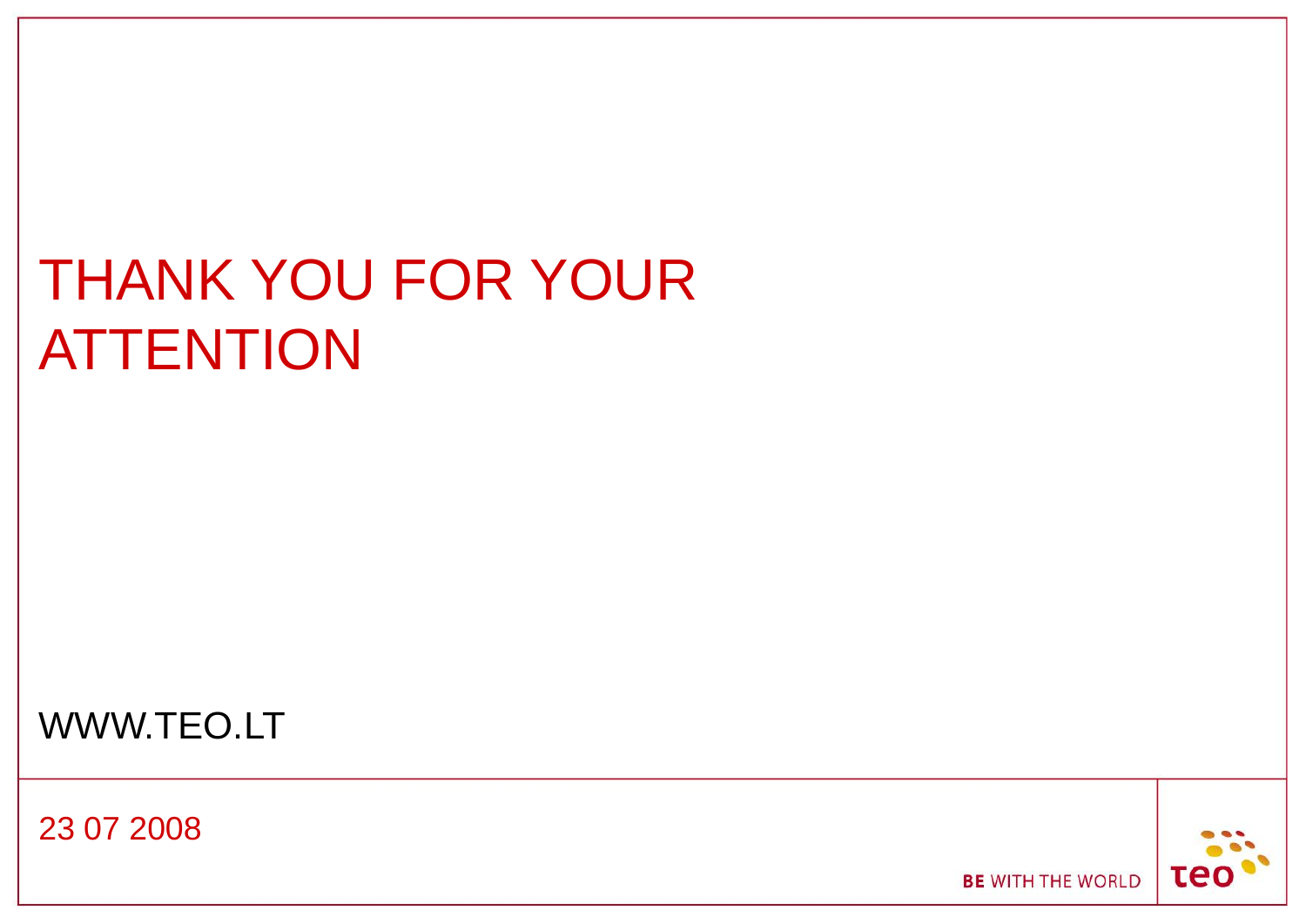# THANK YOU FOR YOUR ATTENTION

WWW.TEO.LT

23 07 2008

BE WITH THE WORLD

teo